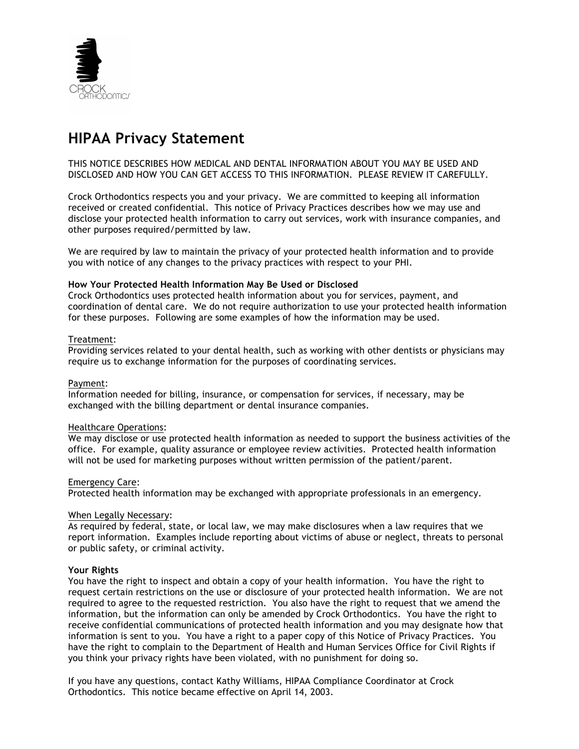# HIPAA Privacy Statement

THIS NOTICE DESCRIBES HOW MEDICAL AND DENTAL INFORMATION ABOUT YOU MAY BE USED AND DISCLOSED AND HOW YOU CAN GET ACCESS TO THIS INFORMATION. PLEASE REVIEW IT CAREFULLY.

Crock Orthodontics respects you and your privacy. We are committed to keeping all information received or created confidential. This notice of Privacy Practices describes how we may use and disclose your protected health information to carry out services, work with insurance companies, and other purposes required/permitted by law.

We are required by law to maintain the privacy of your protected health information and to provide you with notice of any changes to the privacy practices with respect to your PHI.

**How Your Protected Health Information May Be Used or Disclosed**
Crock Orthodontics uses protected health information about you for services, payment, and coordination of dental care. We do not require authorization to use your protected health information for these purposes. Following are some examples of how the information may be used.

Treatment:
Providing services related to your dental health, such as working with other dentists or physicians may require us to exchange information for the purposes of coordinating services.

Payment:
Information needed for billing, insurance, or compensation for services, if necessary, may be exchanged with the billing department or dental insurance companies.

Healthcare Operations:
We may disclose or use protected health information as needed to support the business activities of the office. For example, quality assurance or employee review activities. Protected health information will not be used for marketing purposes without written permission of the patient/parent.

Emergency Care:
Protected health information may be exchanged with appropriate professionals in an emergency.

When Legally Necessary:
As required by federal, state, or local law, we may make disclosures when a law requires that we report information. Examples include reporting about victims of abuse or neglect, threats to personal or public safety, or criminal activity.

**Your Rights**
You have the right to inspect and obtain a copy of your health information. You have the right to request certain restrictions on the use or disclosure of your protected health information. We are not required to agree to the requested restriction. You also have the right to request that we amend the information, but the information can only be amended by Crock Orthodontics. You have the right to receive confidential communications of protected health information and you may designate how that information is sent to you. You have a right to a paper copy of this Notice of Privacy Practices. You have the right to complain to the Department of Health and Human Services Office for Civil Rights if you think your privacy rights have been violated, with no punishment for doing so.

If you have any questions, contact Kathy Williams, HIPAA Compliance Coordinator at Crock Orthodontics. This notice became effective on April 14, 2003.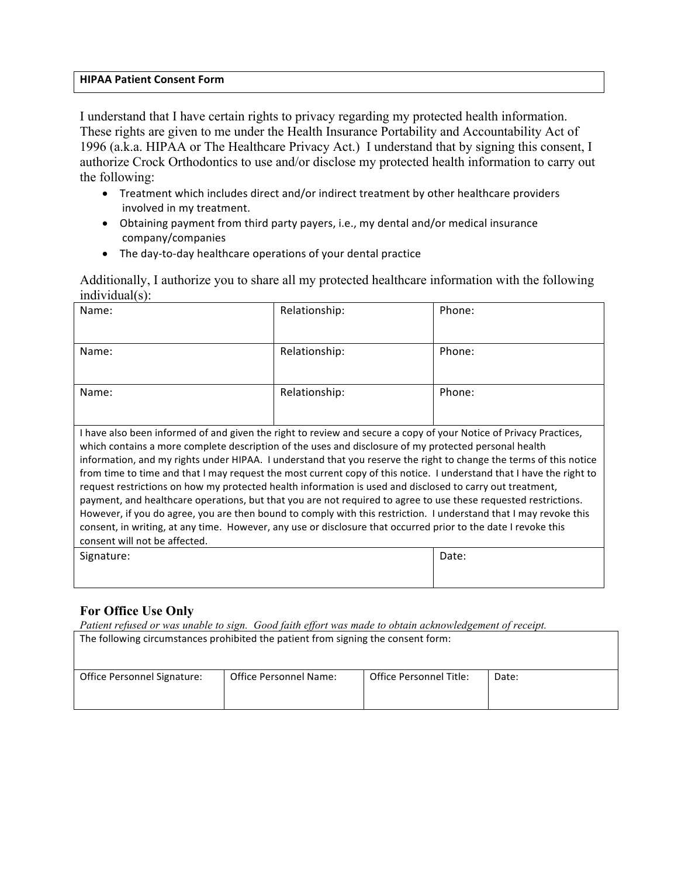## HIPAA Patient Consent Form

I understand that I have certain rights to privacy regarding my protected health information. These rights are given to me under the Health Insurance Portability and Accountability Act of 1996 (a.k.a. HIPAA or The Healthcare Privacy Act.) I understand that by signing this consent, I authorize Crock Orthodontics to use and/or disclose my protected health information to carry out the following:

- Treatment which includes direct and/or indirect treatment by other healthcare providers involved in my treatment.
- Obtaining payment from third party payers, i.e., my dental and/or medical insurance company/companies
- The day-to-day healthcare operations of your dental practice

Additionally, I authorize you to share all my protected healthcare information with the following individual(s):

| | | |
|---|---|---|
| Name: | Relationship: | Phone: |
| Name: | Relationship: | Phone: |
| Name: | Relationship: | Phone: |

I have also been informed of and given the right to review and secure a copy of your Notice of Privacy Practices, which contains a more complete description of the uses and disclosure of my protected personal health information, and my rights under HIPAA. I understand that you reserve the right to change the terms of this notice from time to time and that I may request the most current copy of this notice. I understand that I have the right to request restrictions on how my protected health information is used and disclosed to carry out treatment, payment, and healthcare operations, but that you are not required to agree to use these requested restrictions. However, if you do agree, you are then bound to comply with this restriction. I understand that I may revoke this consent, in writing, at any time. However, any use or disclosure that occurred prior to the date I revoke this consent will not be affected.

| | |
|---|---|
| Signature: | Date: |

### For Office Use Only

*Patient refused or was unable to sign. Good faith effort was made to obtain acknowledgement of receipt.*

The following circumstances prohibited the patient from signing the consent form:

| | | | |
|---|---|---|---|
| Office Personnel Signature: | Office Personnel Name: | Office Personnel Title: | Date: |